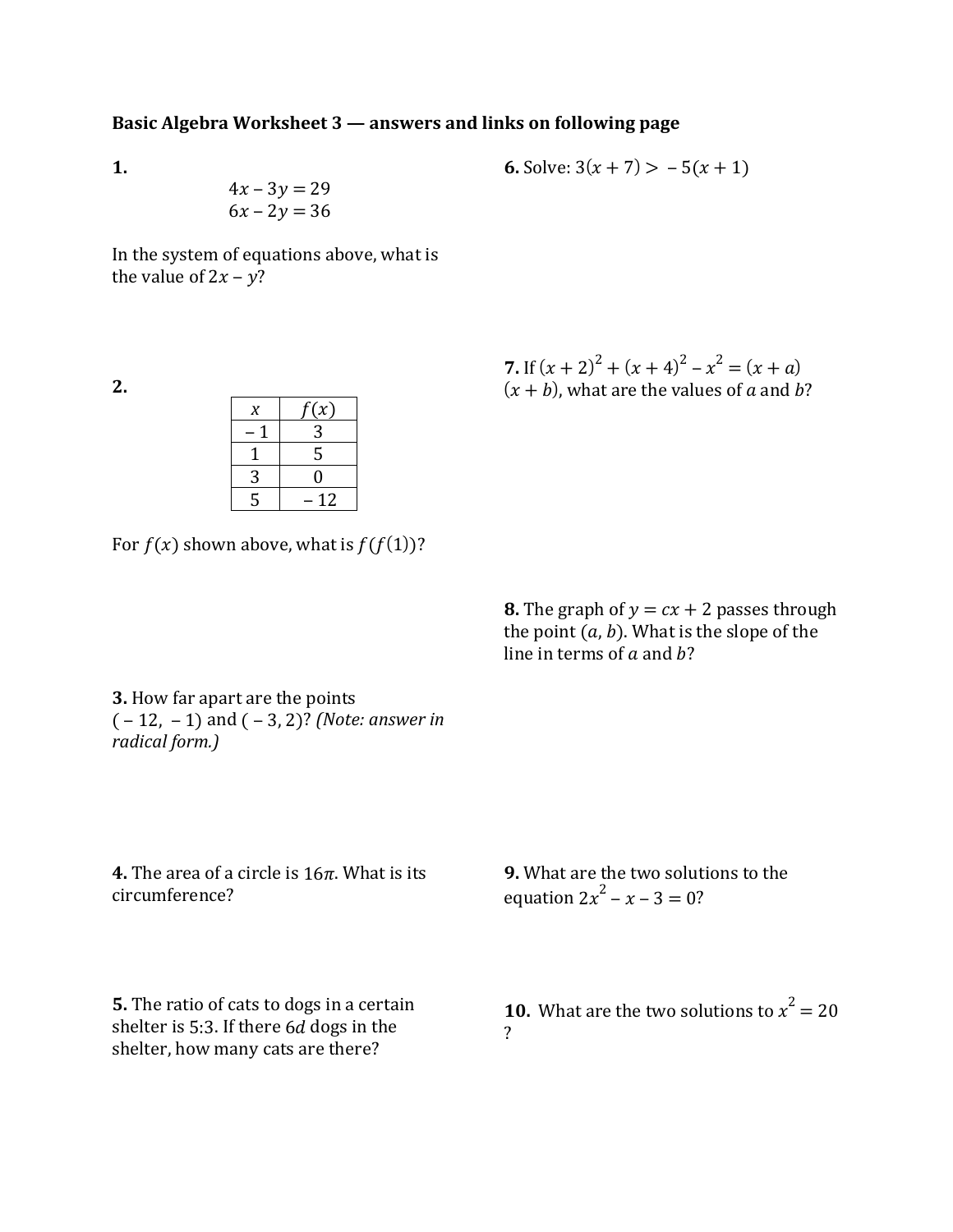**Basic Algebra Worksheet 3 — answers and links on following page**

**1.**

$$4x - 3y = 29$$
$$6x - 2y = 36$$

In the system of equations above, what is the value of $2x - y$?

**2.**

| $x$ | $f(x)$ |
|---|---|
| $-1$ | 3 |
| 1 | 5 |
| 3 | 0 |
| 5 | $-12$ |

For $f(x)$ shown above, what is $f(f(1))$?

**3.** How far apart are the points $(-12, -1)$ and $(-3, 2)$? *(Note: answer in radical form.)*

**4.** The area of a circle is $16\pi$. What is its circumference?

**5.** The ratio of cats to dogs in a certain shelter is 5:3. If there $6d$ dogs in the shelter, how many cats are there?

**6.** Solve: $3(x + 7) > -5(x + 1)$

**7.** If $(x + 2)^2 + (x + 4)^2 - x^2 = (x + a)(x + b)$, what are the values of $a$ and $b$?

**8.** The graph of $y = cx + 2$ passes through the point $(a, b)$. What is the slope of the line in terms of $a$ and $b$?

**9.** What are the two solutions to the equation $2x^2 - x - 3 = 0$?

**10.** What are the two solutions to $x^2 = 20$?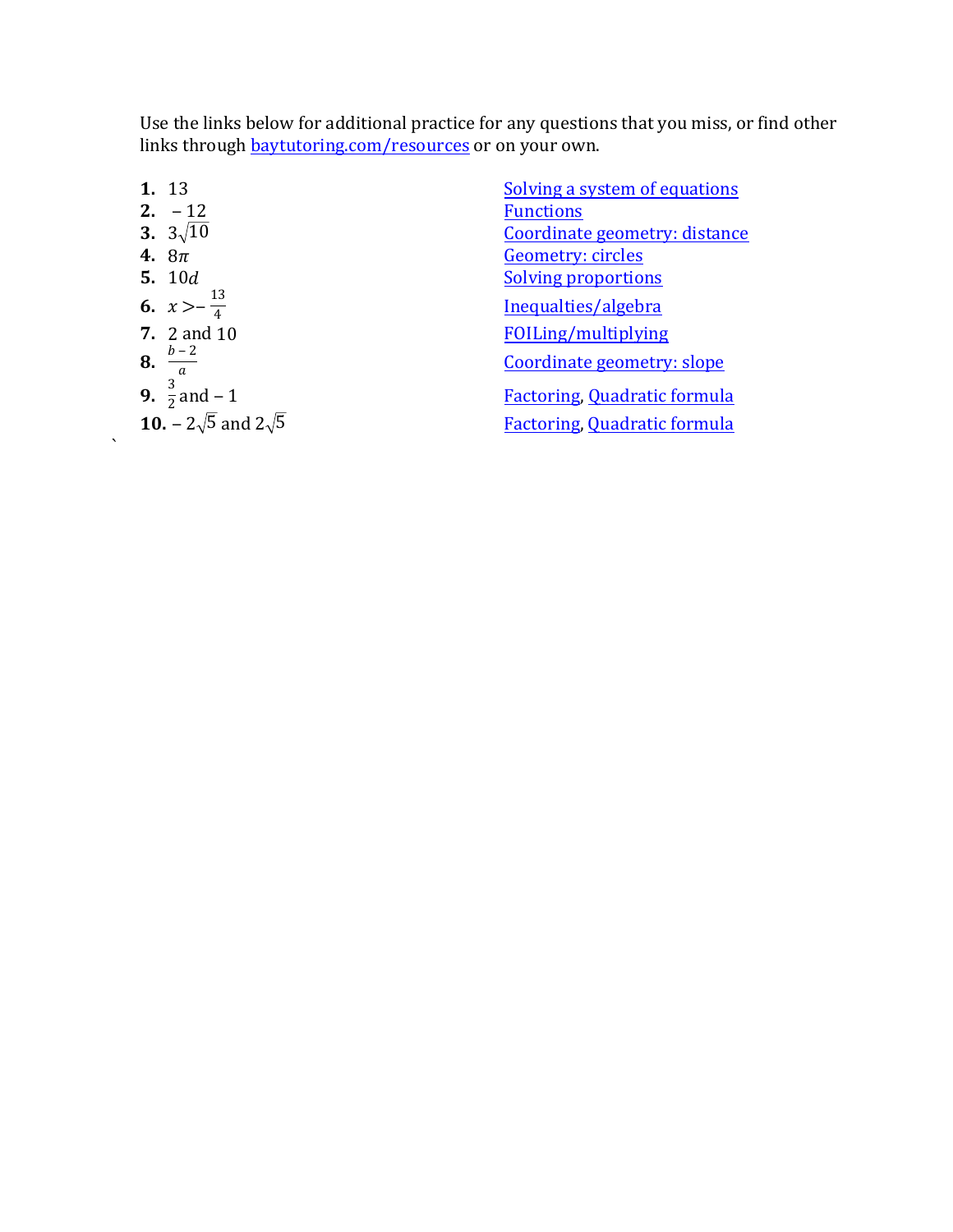Use the links below for additional practice for any questions that you miss, or find other links through baytutoring.com/resources or on your own.

| | | |
|---|---|---|
| **1.** | $13$ | Solving a system of equations |
| **2.** | $-12$ | Functions |
| **3.** | $3\sqrt{10}$ | Coordinate geometry: distance |
| **4.** | $8\pi$ | Geometry: circles |
| **5.** | $10d$ | Solving proportions |
| **6.** | $x > -\frac{13}{4}$ | Inequalties/algebra |
| **7.** | $2$ and $10$ | FOILing/multiplying |
| **8.** | $\frac{b-2}{a}$ | Coordinate geometry: slope |
| **9.** | $\frac{3}{2}$ and $-1$ | Factoring, Quadratic formula |
| **10.** | $-2\sqrt{5}$ and $2\sqrt{5}$ | Factoring, Quadratic formula |